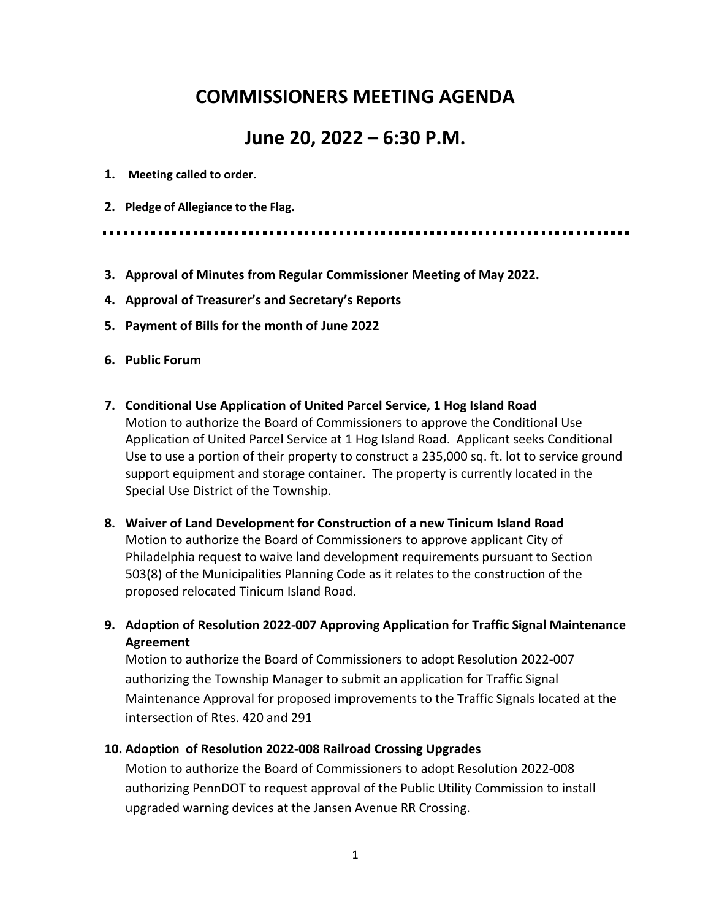# COMMISSIONERS MEETING AGENDA

## June 20, 2022 – 6:30 P.M.

1. **Meeting called to order.**

2. **Pledge of Allegiance to the Flag.**

---

3. **Approval of Minutes from Regular Commissioner Meeting of May 2022.**

4. **Approval of Treasurer's and Secretary's Reports**

5. **Payment of Bills for the month of June 2022**

6. **Public Forum**

7. **Conditional Use Application of United Parcel Service, 1 Hog Island Road**
   Motion to authorize the Board of Commissioners to approve the Conditional Use Application of United Parcel Service at 1 Hog Island Road. Applicant seeks Conditional Use to use a portion of their property to construct a 235,000 sq. ft. lot to service ground support equipment and storage container. The property is currently located in the Special Use District of the Township.

8. **Waiver of Land Development for Construction of a new Tinicum Island Road**
   Motion to authorize the Board of Commissioners to approve applicant City of Philadelphia request to waive land development requirements pursuant to Section 503(8) of the Municipalities Planning Code as it relates to the construction of the proposed relocated Tinicum Island Road.

9. **Adoption of Resolution 2022-007 Approving Application for Traffic Signal Maintenance Agreement**
   Motion to authorize the Board of Commissioners to adopt Resolution 2022-007 authorizing the Township Manager to submit an application for Traffic Signal Maintenance Approval for proposed improvements to the Traffic Signals located at the intersection of Rtes. 420 and 291

10. **Adoption of Resolution 2022-008 Railroad Crossing Upgrades**
    Motion to authorize the Board of Commissioners to adopt Resolution 2022-008 authorizing PennDOT to request approval of the Public Utility Commission to install upgraded warning devices at the Jansen Avenue RR Crossing.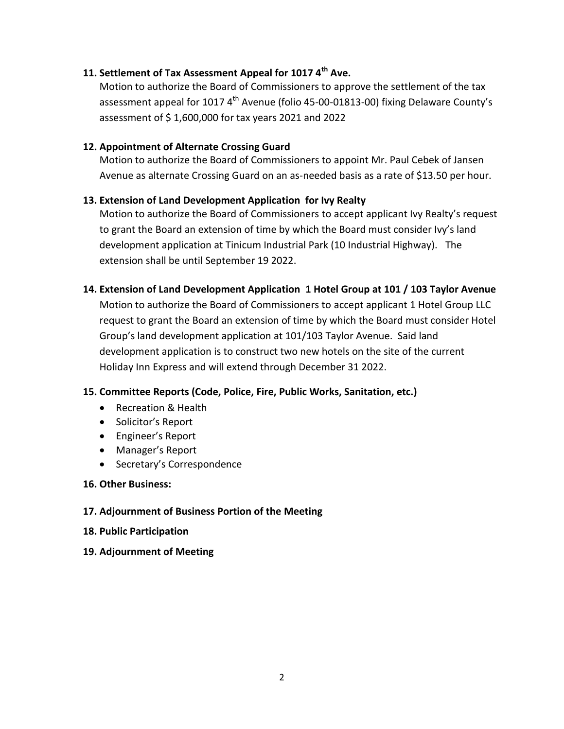**11. Settlement of Tax Assessment Appeal for 1017 4th Ave.**

Motion to authorize the Board of Commissioners to approve the settlement of the tax assessment appeal for 1017 4th Avenue (folio 45-00-01813-00) fixing Delaware County's assessment of $ 1,600,000 for tax years 2021 and 2022

**12. Appointment of Alternate Crossing Guard**

Motion to authorize the Board of Commissioners to appoint Mr. Paul Cebek of Jansen Avenue as alternate Crossing Guard on an as-needed basis as a rate of $13.50 per hour.

**13. Extension of Land Development Application for Ivy Realty**

Motion to authorize the Board of Commissioners to accept applicant Ivy Realty's request to grant the Board an extension of time by which the Board must consider Ivy's land development application at Tinicum Industrial Park (10 Industrial Highway). The extension shall be until September 19 2022.

**14. Extension of Land Development Application 1 Hotel Group at 101 / 103 Taylor Avenue**

Motion to authorize the Board of Commissioners to accept applicant 1 Hotel Group LLC request to grant the Board an extension of time by which the Board must consider Hotel Group's land development application at 101/103 Taylor Avenue. Said land development application is to construct two new hotels on the site of the current Holiday Inn Express and will extend through December 31 2022.

**15. Committee Reports (Code, Police, Fire, Public Works, Sanitation, etc.)**

- Recreation & Health
- Solicitor's Report
- Engineer's Report
- Manager's Report
- Secretary's Correspondence

**16. Other Business:**

**17. Adjournment of Business Portion of the Meeting**

**18. Public Participation**

**19. Adjournment of Meeting**